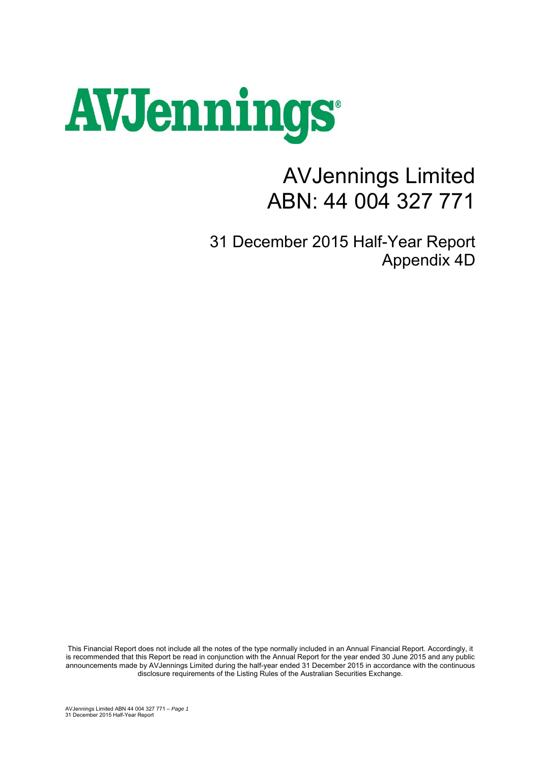# AVJennings

# AVJennings Limited
# ABN: 44 004 327 771

## 31 December 2015 Half-Year Report
## Appendix 4D

This Financial Report does not include all the notes of the type normally included in an Annual Financial Report. Accordingly, it is recommended that this Report be read in conjunction with the Annual Report for the year ended 30 June 2015 and any public announcements made by AVJennings Limited during the half-year ended 31 December 2015 in accordance with the continuous disclosure requirements of the Listing Rules of the Australian Securities Exchange.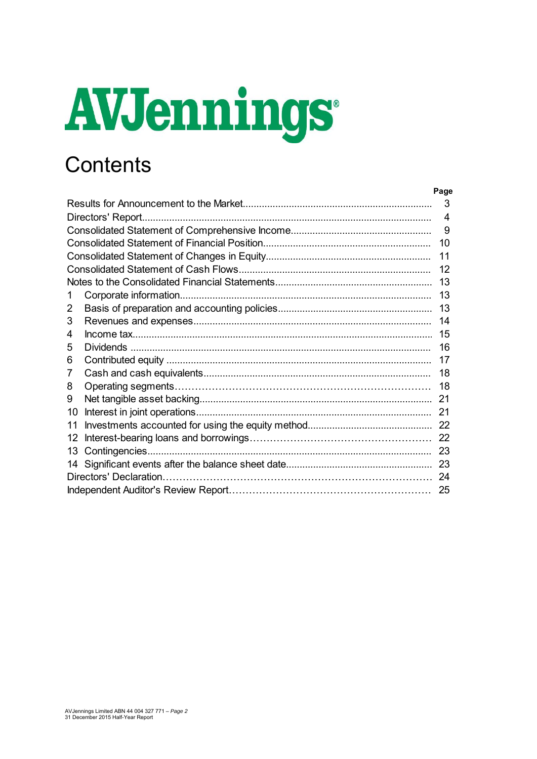AVJennings

# Contents

| | Page |
|---|---|
| Results for Announcement to the Market | 3 |
| Directors' Report | 4 |
| Consolidated Statement of Comprehensive Income | 9 |
| Consolidated Statement of Financial Position | 10 |
| Consolidated Statement of Changes in Equity | 11 |
| Consolidated Statement of Cash Flows | 12 |
| Notes to the Consolidated Financial Statements | 13 |
| 1 Corporate information | 13 |
| 2 Basis of preparation and accounting policies | 13 |
| 3 Revenues and expenses | 14 |
| 4 Income tax | 15 |
| 5 Dividends | 16 |
| 6 Contributed equity | 17 |
| 7 Cash and cash equivalents | 18 |
| 8 Operating segments | 18 |
| 9 Net tangible asset backing | 21 |
| 10 Interest in joint operations | 21 |
| 11 Investments accounted for using the equity method | 22 |
| 12 Interest-bearing loans and borrowings | 22 |
| 13 Contingencies | 23 |
| 14 Significant events after the balance sheet date | 23 |
| Directors' Declaration | 24 |
| Independent Auditor's Review Report | 25 |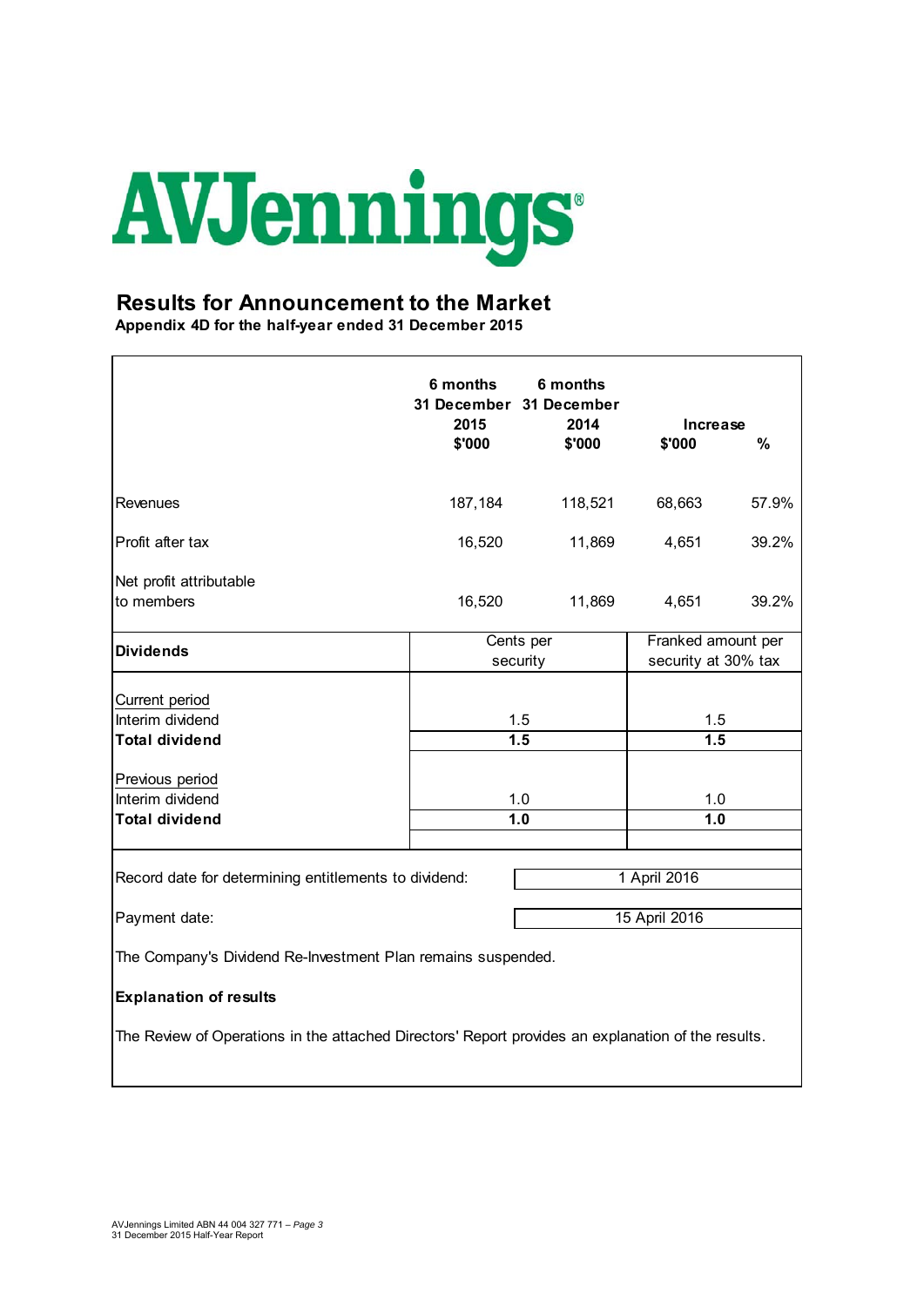AVJennings

# Results for Announcement to the Market

**Appendix 4D for the half-year ended 31 December 2015**

| | 6 months 31 December 2015 $'000 | 6 months 31 December 2014 $'000 | Increase $'000 | % |
|---|---|---|---|---|
| Revenues | 187,184 | 118,521 | 68,663 | 57.9% |
| Profit after tax | 16,520 | 11,869 | 4,651 | 39.2% |
| Net profit attributable to members | 16,520 | 11,869 | 4,651 | 39.2% |

| **Dividends** | Cents per security | Franked amount per security at 30% tax |
|---|---|---|
| Current period | | |
| Interim dividend | 1.5 | 1.5 |
| **Total dividend** | **1.5** | **1.5** |
| Previous period | | |
| Interim dividend | 1.0 | 1.0 |
| **Total dividend** | **1.0** | **1.0** |

| | |
|---|---|
| Record date for determining entitlements to dividend: | 1 April 2016 |
| Payment date: | 15 April 2016 |

The Company's Dividend Re-Investment Plan remains suspended.

**Explanation of results**

The Review of Operations in the attached Directors' Report provides an explanation of the results.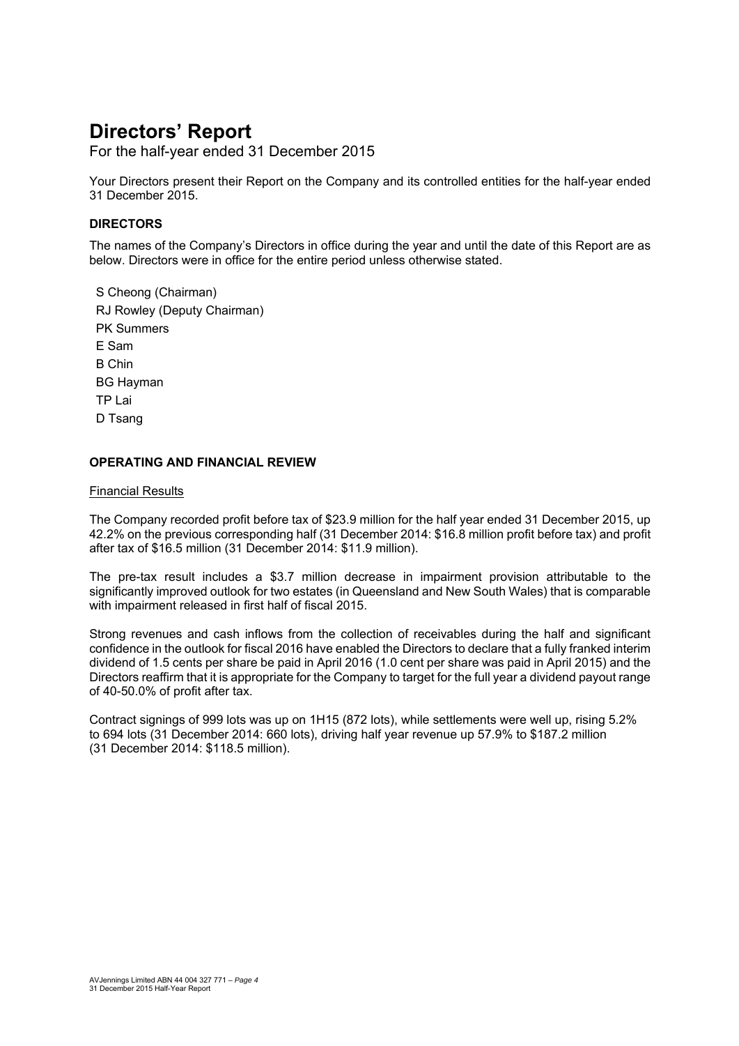# Directors' Report

For the half-year ended 31 December 2015

Your Directors present their Report on the Company and its controlled entities for the half-year ended 31 December 2015.

## DIRECTORS

The names of the Company's Directors in office during the year and until the date of this Report are as below. Directors were in office for the entire period unless otherwise stated.

S Cheong (Chairman)
RJ Rowley (Deputy Chairman)
PK Summers
E Sam
B Chin
BG Hayman
TP Lai
D Tsang

## OPERATING AND FINANCIAL REVIEW

### Financial Results

The Company recorded profit before tax of $23.9 million for the half year ended 31 December 2015, up 42.2% on the previous corresponding half (31 December 2014: $16.8 million profit before tax) and profit after tax of $16.5 million (31 December 2014: $11.9 million).

The pre-tax result includes a $3.7 million decrease in impairment provision attributable to the significantly improved outlook for two estates (in Queensland and New South Wales) that is comparable with impairment released in first half of fiscal 2015.

Strong revenues and cash inflows from the collection of receivables during the half and significant confidence in the outlook for fiscal 2016 have enabled the Directors to declare that a fully franked interim dividend of 1.5 cents per share be paid in April 2016 (1.0 cent per share was paid in April 2015) and the Directors reaffirm that it is appropriate for the Company to target for the full year a dividend payout range of 40-50.0% of profit after tax.

Contract signings of 999 lots was up on 1H15 (872 lots), while settlements were well up, rising 5.2% to 694 lots (31 December 2014: 660 lots), driving half year revenue up 57.9% to $187.2 million (31 December 2014: $118.5 million).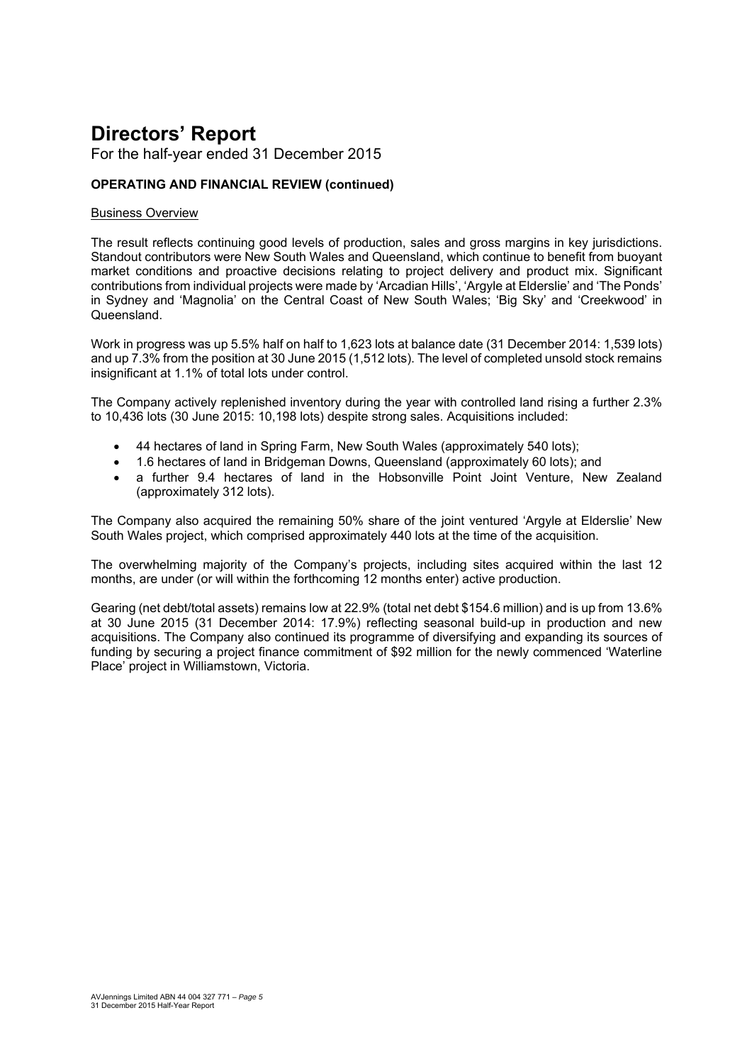# Directors' Report

For the half-year ended 31 December 2015

**OPERATING AND FINANCIAL REVIEW (continued)**

Business Overview

The result reflects continuing good levels of production, sales and gross margins in key jurisdictions. Standout contributors were New South Wales and Queensland, which continue to benefit from buoyant market conditions and proactive decisions relating to project delivery and product mix. Significant contributions from individual projects were made by 'Arcadian Hills', 'Argyle at Elderslie' and 'The Ponds' in Sydney and 'Magnolia' on the Central Coast of New South Wales; 'Big Sky' and 'Creekwood' in Queensland.

Work in progress was up 5.5% half on half to 1,623 lots at balance date (31 December 2014: 1,539 lots) and up 7.3% from the position at 30 June 2015 (1,512 lots). The level of completed unsold stock remains insignificant at 1.1% of total lots under control.

The Company actively replenished inventory during the year with controlled land rising a further 2.3% to 10,436 lots (30 June 2015: 10,198 lots) despite strong sales. Acquisitions included:

- 44 hectares of land in Spring Farm, New South Wales (approximately 540 lots);
- 1.6 hectares of land in Bridgeman Downs, Queensland (approximately 60 lots); and
- a further 9.4 hectares of land in the Hobsonville Point Joint Venture, New Zealand (approximately 312 lots).

The Company also acquired the remaining 50% share of the joint ventured 'Argyle at Elderslie' New South Wales project, which comprised approximately 440 lots at the time of the acquisition.

The overwhelming majority of the Company's projects, including sites acquired within the last 12 months, are under (or will within the forthcoming 12 months enter) active production.

Gearing (net debt/total assets) remains low at 22.9% (total net debt $154.6 million) and is up from 13.6% at 30 June 2015 (31 December 2014: 17.9%) reflecting seasonal build-up in production and new acquisitions. The Company also continued its programme of diversifying and expanding its sources of funding by securing a project finance commitment of $92 million for the newly commenced 'Waterline Place' project in Williamstown, Victoria.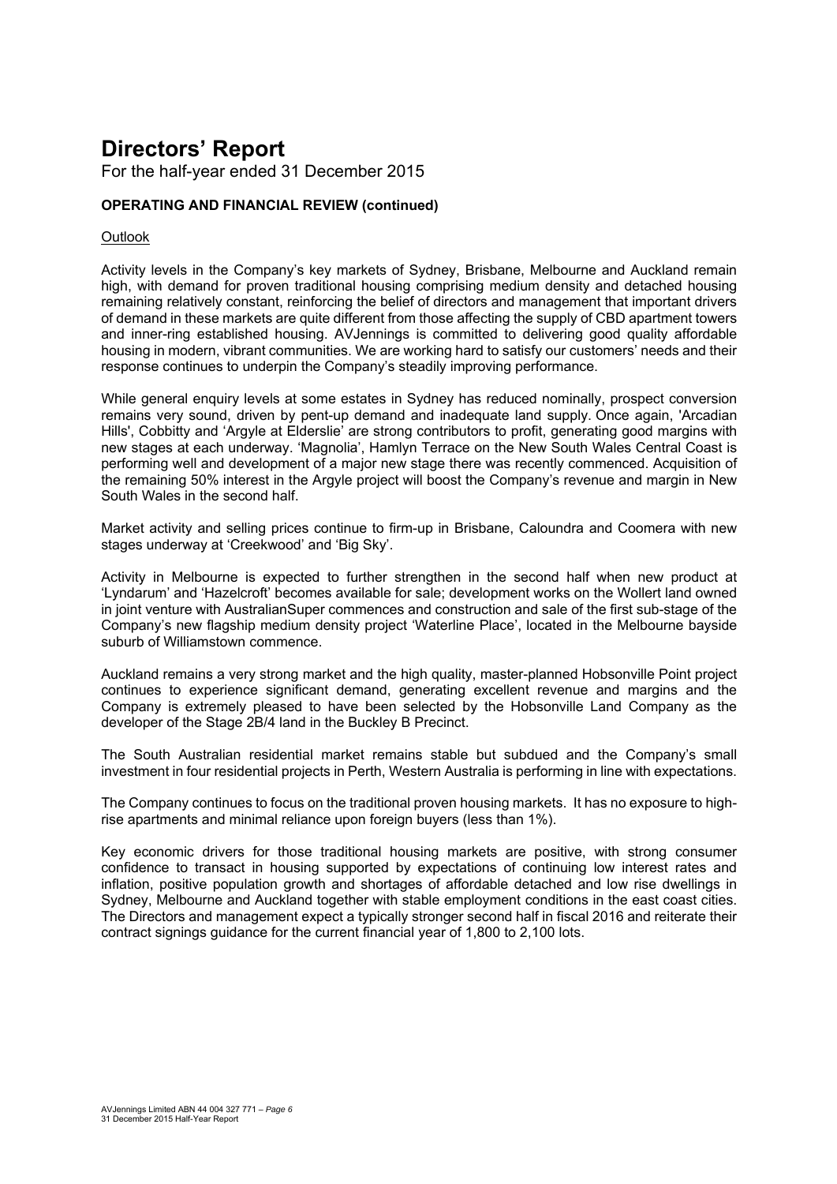# Directors' Report

For the half-year ended 31 December 2015

**OPERATING AND FINANCIAL REVIEW (continued)**

Outlook

Activity levels in the Company's key markets of Sydney, Brisbane, Melbourne and Auckland remain high, with demand for proven traditional housing comprising medium density and detached housing remaining relatively constant, reinforcing the belief of directors and management that important drivers of demand in these markets are quite different from those affecting the supply of CBD apartment towers and inner-ring established housing. AVJennings is committed to delivering good quality affordable housing in modern, vibrant communities. We are working hard to satisfy our customers' needs and their response continues to underpin the Company's steadily improving performance.

While general enquiry levels at some estates in Sydney has reduced nominally, prospect conversion remains very sound, driven by pent-up demand and inadequate land supply. Once again, 'Arcadian Hills', Cobbitty and 'Argyle at Elderslie' are strong contributors to profit, generating good margins with new stages at each underway. 'Magnolia', Hamlyn Terrace on the New South Wales Central Coast is performing well and development of a major new stage there was recently commenced. Acquisition of the remaining 50% interest in the Argyle project will boost the Company's revenue and margin in New South Wales in the second half.

Market activity and selling prices continue to firm-up in Brisbane, Caloundra and Coomera with new stages underway at 'Creekwood' and 'Big Sky'.

Activity in Melbourne is expected to further strengthen in the second half when new product at 'Lyndarum' and 'Hazelcroft' becomes available for sale; development works on the Wollert land owned in joint venture with AustralianSuper commences and construction and sale of the first sub-stage of the Company's new flagship medium density project 'Waterline Place', located in the Melbourne bayside suburb of Williamstown commence.

Auckland remains a very strong market and the high quality, master-planned Hobsonville Point project continues to experience significant demand, generating excellent revenue and margins and the Company is extremely pleased to have been selected by the Hobsonville Land Company as the developer of the Stage 2B/4 land in the Buckley B Precinct.

The South Australian residential market remains stable but subdued and the Company's small investment in four residential projects in Perth, Western Australia is performing in line with expectations.

The Company continues to focus on the traditional proven housing markets. It has no exposure to high-rise apartments and minimal reliance upon foreign buyers (less than 1%).

Key economic drivers for those traditional housing markets are positive, with strong consumer confidence to transact in housing supported by expectations of continuing low interest rates and inflation, positive population growth and shortages of affordable detached and low rise dwellings in Sydney, Melbourne and Auckland together with stable employment conditions in the east coast cities. The Directors and management expect a typically stronger second half in fiscal 2016 and reiterate their contract signings guidance for the current financial year of 1,800 to 2,100 lots.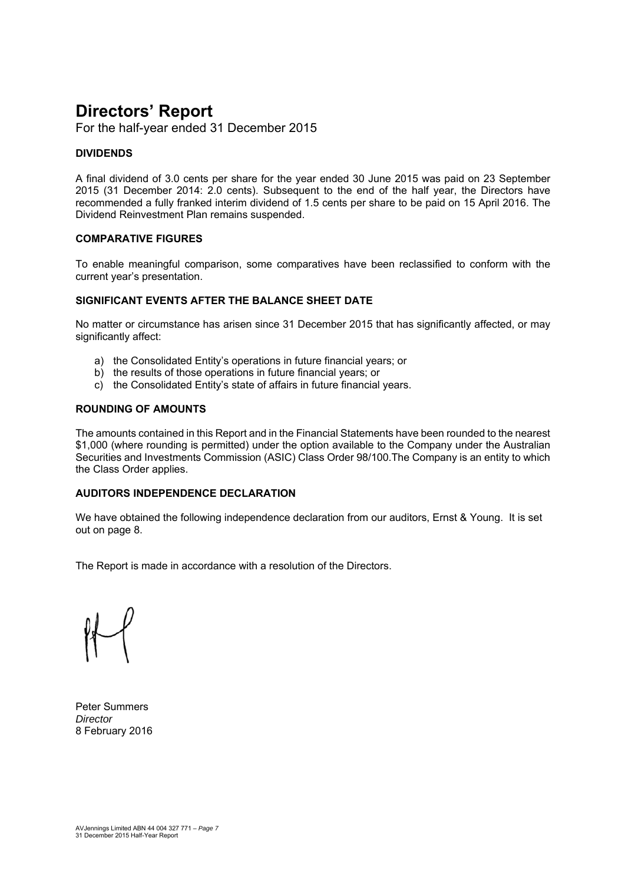# Directors' Report

For the half-year ended 31 December 2015

### DIVIDENDS

A final dividend of 3.0 cents per share for the year ended 30 June 2015 was paid on 23 September 2015 (31 December 2014: 2.0 cents). Subsequent to the end of the half year, the Directors have recommended a fully franked interim dividend of 1.5 cents per share to be paid on 15 April 2016. The Dividend Reinvestment Plan remains suspended.

### COMPARATIVE FIGURES

To enable meaningful comparison, some comparatives have been reclassified to conform with the current year's presentation.

### SIGNIFICANT EVENTS AFTER THE BALANCE SHEET DATE

No matter or circumstance has arisen since 31 December 2015 that has significantly affected, or may significantly affect:

a) the Consolidated Entity's operations in future financial years; or
b) the results of those operations in future financial years; or
c) the Consolidated Entity's state of affairs in future financial years.

### ROUNDING OF AMOUNTS

The amounts contained in this Report and in the Financial Statements have been rounded to the nearest $1,000 (where rounding is permitted) under the option available to the Company under the Australian Securities and Investments Commission (ASIC) Class Order 98/100.The Company is an entity to which the Class Order applies.

### AUDITORS INDEPENDENCE DECLARATION

We have obtained the following independence declaration from our auditors, Ernst & Young. It is set out on page 8.

The Report is made in accordance with a resolution of the Directors.

Peter Summers
*Director*
8 February 2016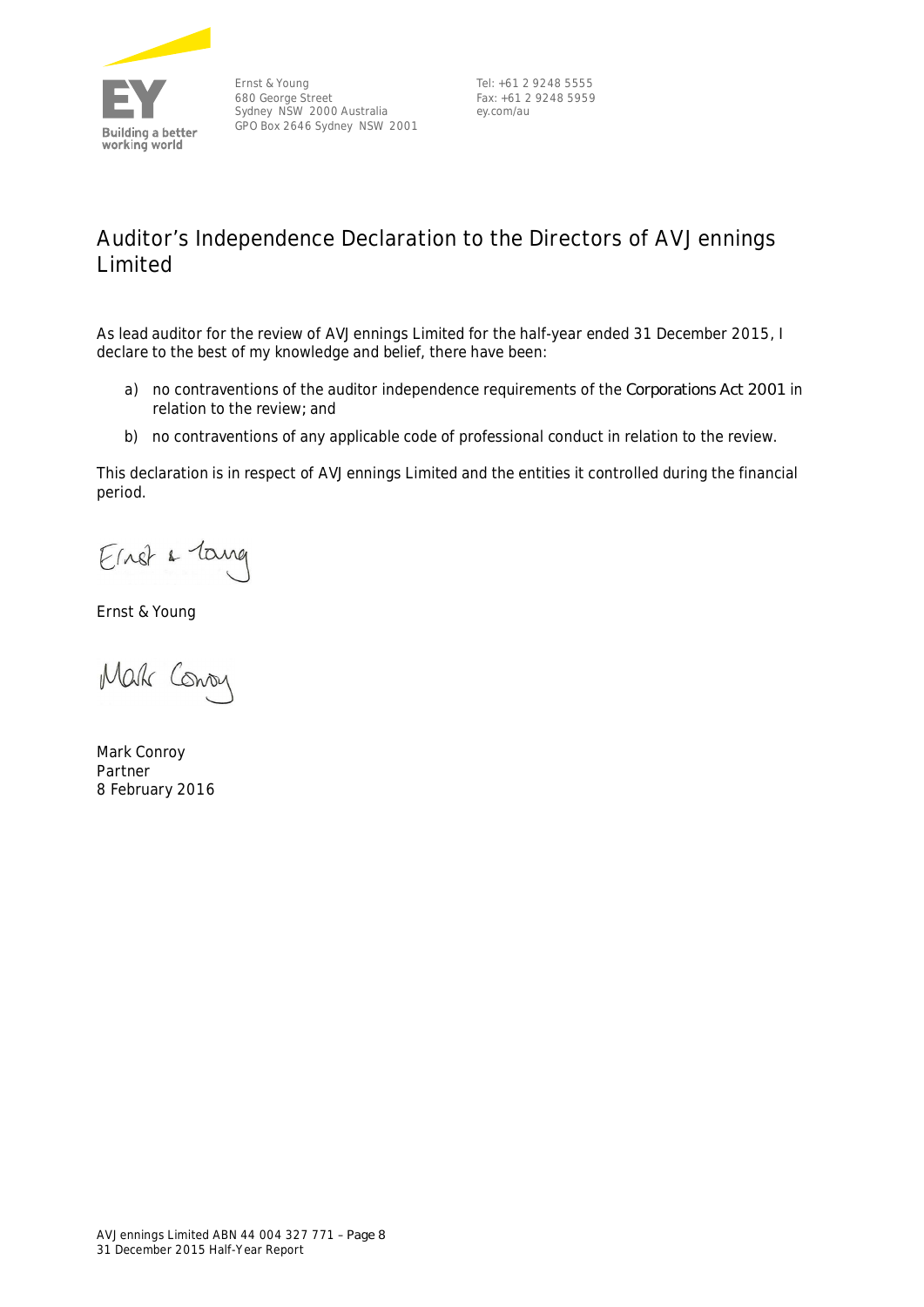Ernst & Young
680 George Street
Sydney NSW 2000 Australia
GPO Box 2646 Sydney NSW 2001

Tel: +61 2 9248 5555
Fax: +61 2 9248 5959
ey.com/au

# Auditor's Independence Declaration to the Directors of AVJennings Limited

As lead auditor for the review of AVJennings Limited for the half-year ended 31 December 2015, I declare to the best of my knowledge and belief, there have been:

a) no contraventions of the auditor independence requirements of the *Corporations Act 2001* in relation to the review; and

b) no contraventions of any applicable code of professional conduct in relation to the review.

This declaration is in respect of AVJennings Limited and the entities it controlled during the financial period.

Ernst & Young

Mark Conroy
Partner
8 February 2016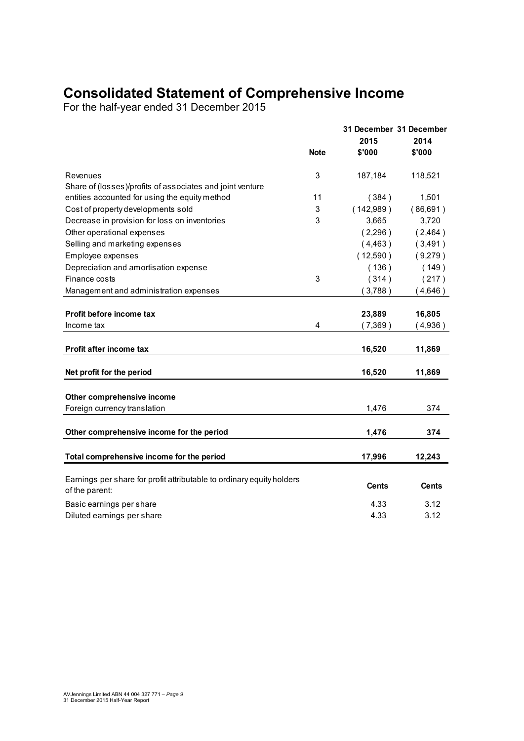# Consolidated Statement of Comprehensive Income

For the half-year ended 31 December 2015

| | Note | 31 December 2015 $'000 | 31 December 2014 $'000 |
|---|---|---|---|
| Revenues | 3 | 187,184 | 118,521 |
| Share of (losses)/profits of associates and joint venture entities accounted for using the equity method | 11 | ( 384 ) | 1,501 |
| Cost of property developments sold | 3 | ( 142,989 ) | ( 86,691 ) |
| Decrease in provision for loss on inventories | 3 | 3,665 | 3,720 |
| Other operational expenses | | ( 2,296 ) | ( 2,464 ) |
| Selling and marketing expenses | | ( 4,463 ) | ( 3,491 ) |
| Employee expenses | | ( 12,590 ) | ( 9,279 ) |
| Depreciation and amortisation expense | | ( 136 ) | ( 149 ) |
| Finance costs | 3 | ( 314 ) | ( 217 ) |
| Management and administration expenses | | ( 3,788 ) | ( 4,646 ) |
| **Profit before income tax** | | **23,889** | **16,805** |
| Income tax | 4 | ( 7,369 ) | ( 4,936 ) |
| **Profit after income tax** | | **16,520** | **11,869** |
| **Net profit for the period** | | **16,520** | **11,869** |
| **Other comprehensive income** | | | |
| Foreign currency translation | | 1,476 | 374 |
| **Other comprehensive income for the period** | | **1,476** | **374** |
| **Total comprehensive income for the period** | | **17,996** | **12,243** |
| Earnings per share for profit attributable to ordinary equity holders of the parent: | | **Cents** | **Cents** |
| Basic earnings per share | | 4.33 | 3.12 |
| Diluted earnings per share | | 4.33 | 3.12 |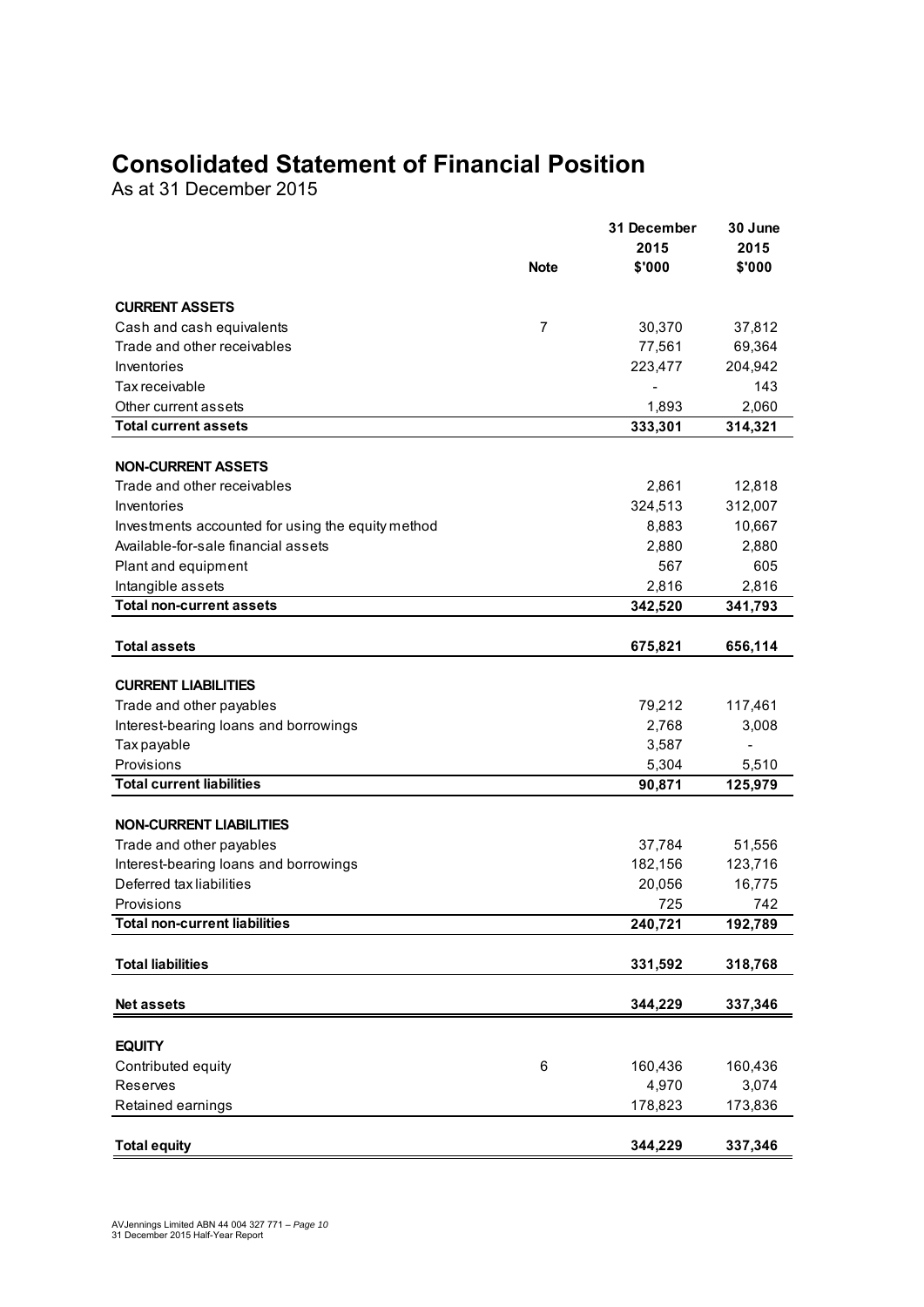# Consolidated Statement of Financial Position

As at 31 December 2015

| | Note | 31 December 2015 $'000 | 30 June 2015 $'000 |
|---|---|---|---|
| **CURRENT ASSETS** | | | |
| Cash and cash equivalents | 7 | 30,370 | 37,812 |
| Trade and other receivables | | 77,561 | 69,364 |
| Inventories | | 223,477 | 204,942 |
| Tax receivable | | - | 143 |
| Other current assets | | 1,893 | 2,060 |
| **Total current assets** | | **333,301** | **314,321** |
| **NON-CURRENT ASSETS** | | | |
| Trade and other receivables | | 2,861 | 12,818 |
| Inventories | | 324,513 | 312,007 |
| Investments accounted for using the equity method | | 8,883 | 10,667 |
| Available-for-sale financial assets | | 2,880 | 2,880 |
| Plant and equipment | | 567 | 605 |
| Intangible assets | | 2,816 | 2,816 |
| **Total non-current assets** | | **342,520** | **341,793** |
| **Total assets** | | **675,821** | **656,114** |
| **CURRENT LIABILITIES** | | | |
| Trade and other payables | | 79,212 | 117,461 |
| Interest-bearing loans and borrowings | | 2,768 | 3,008 |
| Tax payable | | 3,587 | - |
| Provisions | | 5,304 | 5,510 |
| **Total current liabilities** | | **90,871** | **125,979** |
| **NON-CURRENT LIABILITIES** | | | |
| Trade and other payables | | 37,784 | 51,556 |
| Interest-bearing loans and borrowings | | 182,156 | 123,716 |
| Deferred tax liabilities | | 20,056 | 16,775 |
| Provisions | | 725 | 742 |
| **Total non-current liabilities** | | **240,721** | **192,789** |
| **Total liabilities** | | **331,592** | **318,768** |
| **Net assets** | | **344,229** | **337,346** |
| **EQUITY** | | | |
| Contributed equity | 6 | 160,436 | 160,436 |
| Reserves | | 4,970 | 3,074 |
| Retained earnings | | 178,823 | 173,836 |
| **Total equity** | | **344,229** | **337,346** |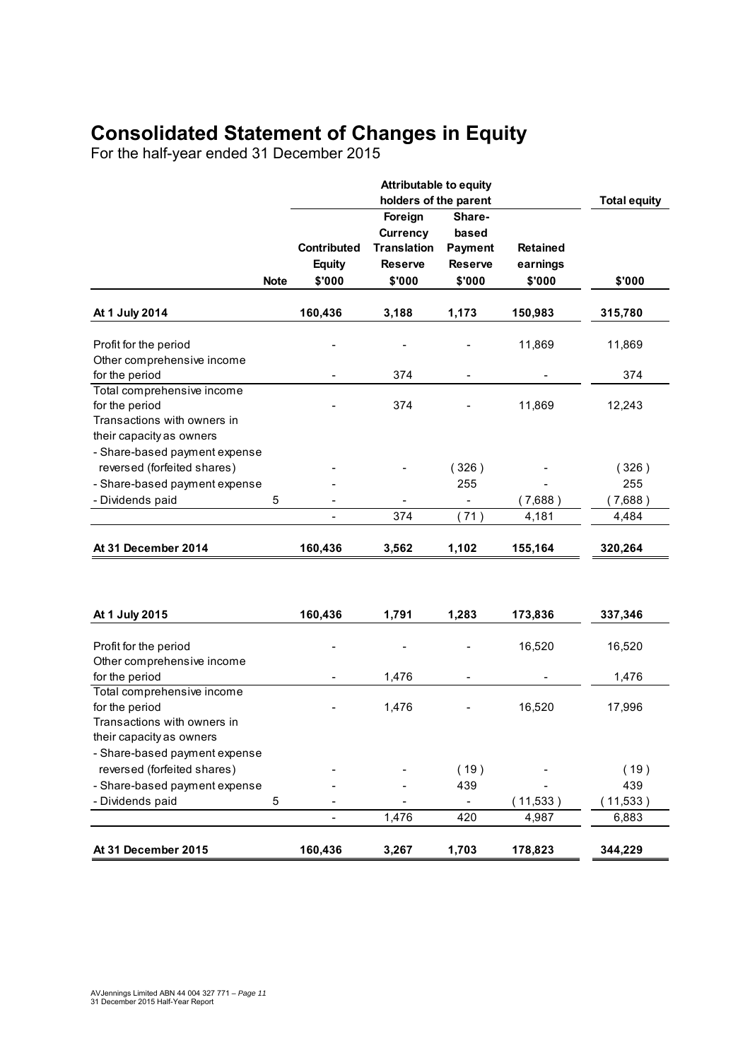# Consolidated Statement of Changes in Equity

For the half-year ended 31 December 2015

| | Note | Attributable to equity holders of the parent | | | | Total equity |
|---|---|---|---|---|---|---|
| | | Contributed Equity | Foreign Currency Translation Reserve | Share-based Payment Reserve | Retained earnings | |
| | | $'000 | $'000 | $'000 | $'000 | $'000 |
| **At 1 July 2014** | | **160,436** | **3,188** | **1,173** | **150,983** | **315,780** |
| Profit for the period | | - | - | - | 11,869 | 11,869 |
| Other comprehensive income for the period | | - | 374 | - | - | 374 |
| Total comprehensive income for the period | | - | 374 | - | 11,869 | 12,243 |
| Transactions with owners in their capacity as owners | | | | | | |
| - Share-based payment expense reversed (forfeited shares) | | - | - | (326) | - | (326) |
| - Share-based payment expense | | - | | 255 | - | 255 |
| - Dividends paid | 5 | - | - | - | (7,688) | (7,688) |
| | | - | 374 | (71) | 4,181 | 4,484 |
| **At 31 December 2014** | | **160,436** | **3,562** | **1,102** | **155,164** | **320,264** |
| | | | | | | |
| **At 1 July 2015** | | **160,436** | **1,791** | **1,283** | **173,836** | **337,346** |
| Profit for the period | | - | - | - | 16,520 | 16,520 |
| Other comprehensive income for the period | | - | 1,476 | - | - | 1,476 |
| Total comprehensive income for the period | | - | 1,476 | - | 16,520 | 17,996 |
| Transactions with owners in their capacity as owners | | | | | | |
| - Share-based payment expense reversed (forfeited shares) | | - | - | (19) | - | (19) |
| - Share-based payment expense | | - | - | 439 | - | 439 |
| - Dividends paid | 5 | - | - | - | (11,533) | (11,533) |
| | | - | 1,476 | 420 | 4,987 | 6,883 |
| **At 31 December 2015** | | **160,436** | **3,267** | **1,703** | **178,823** | **344,229** |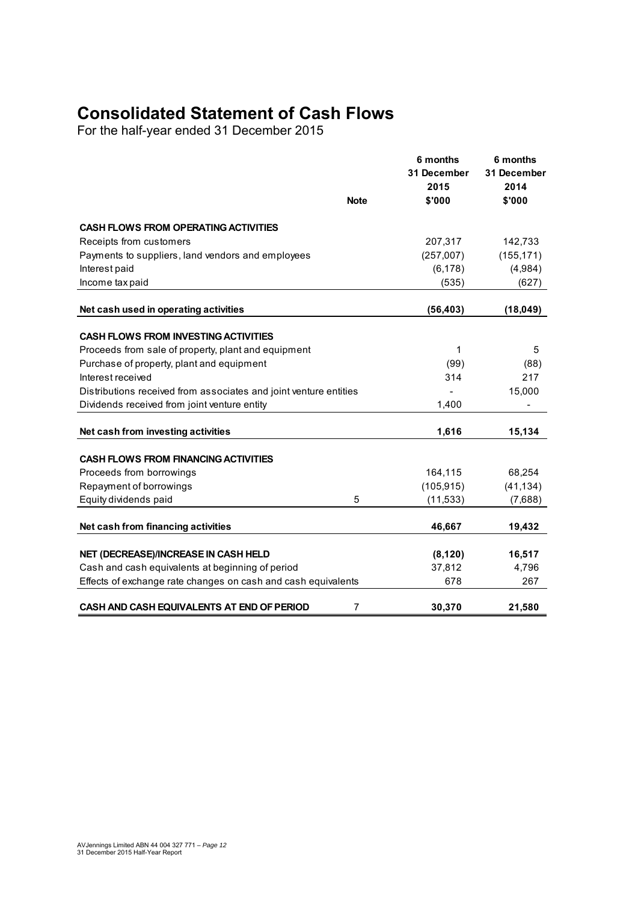# Consolidated Statement of Cash Flows

For the half-year ended 31 December 2015

| | Note | 6 months 31 December 2015 $'000 | 6 months 31 December 2014 $'000 |
|---|---|---|---|
| **CASH FLOWS FROM OPERATING ACTIVITIES** | | | |
| Receipts from customers | | 207,317 | 142,733 |
| Payments to suppliers, land vendors and employees | | (257,007) | (155,171) |
| Interest paid | | (6,178) | (4,984) |
| Income tax paid | | (535) | (627) |
| **Net cash used in operating activities** | | **(56,403)** | **(18,049)** |
| **CASH FLOWS FROM INVESTING ACTIVITIES** | | | |
| Proceeds from sale of property, plant and equipment | | 1 | 5 |
| Purchase of property, plant and equipment | | (99) | (88) |
| Interest received | | 314 | 217 |
| Distributions received from associates and joint venture entities | | - | 15,000 |
| Dividends received from joint venture entity | | 1,400 | - |
| **Net cash from investing activities** | | **1,616** | **15,134** |
| **CASH FLOWS FROM FINANCING ACTIVITIES** | | | |
| Proceeds from borrowings | | 164,115 | 68,254 |
| Repayment of borrowings | | (105,915) | (41,134) |
| Equity dividends paid | 5 | (11,533) | (7,688) |
| **Net cash from financing activities** | | **46,667** | **19,432** |
| **NET (DECREASE)/INCREASE IN CASH HELD** | | **(8,120)** | **16,517** |
| Cash and cash equivalents at beginning of period | | 37,812 | 4,796 |
| Effects of exchange rate changes on cash and cash equivalents | | 678 | 267 |
| **CASH AND CASH EQUIVALENTS AT END OF PERIOD** | 7 | **30,370** | **21,580** |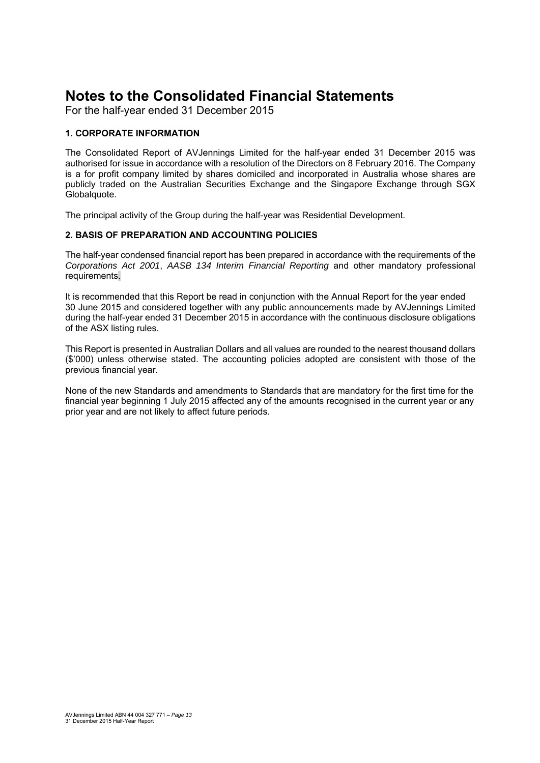# Notes to the Consolidated Financial Statements

For the half-year ended 31 December 2015

### 1. CORPORATE INFORMATION

The Consolidated Report of AVJennings Limited for the half-year ended 31 December 2015 was authorised for issue in accordance with a resolution of the Directors on 8 February 2016. The Company is a for profit company limited by shares domiciled and incorporated in Australia whose shares are publicly traded on the Australian Securities Exchange and the Singapore Exchange through SGX Globalquote.

The principal activity of the Group during the half-year was Residential Development.

### 2. BASIS OF PREPARATION AND ACCOUNTING POLICIES

The half-year condensed financial report has been prepared in accordance with the requirements of the *Corporations Act 2001*, *AASB 134 Interim Financial Reporting* and other mandatory professional requirements.

It is recommended that this Report be read in conjunction with the Annual Report for the year ended 30 June 2015 and considered together with any public announcements made by AVJennings Limited during the half-year ended 31 December 2015 in accordance with the continuous disclosure obligations of the ASX listing rules.

This Report is presented in Australian Dollars and all values are rounded to the nearest thousand dollars ($'000) unless otherwise stated. The accounting policies adopted are consistent with those of the previous financial year.

None of the new Standards and amendments to Standards that are mandatory for the first time for the financial year beginning 1 July 2015 affected any of the amounts recognised in the current year or any prior year and are not likely to affect future periods.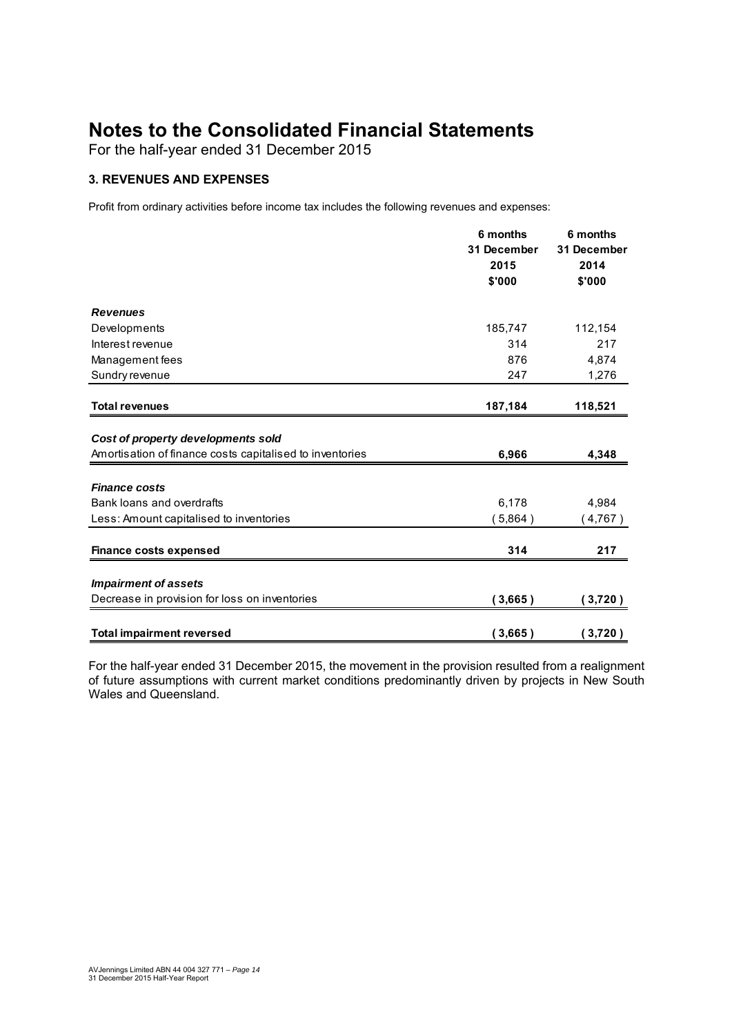# Notes to the Consolidated Financial Statements

For the half-year ended 31 December 2015

### 3. REVENUES AND EXPENSES

Profit from ordinary activities before income tax includes the following revenues and expenses:

| | 6 months 31 December 2015 $'000 | 6 months 31 December 2014 $'000 |
|---|---|---|
| ***Revenues*** | | |
| Developments | 185,747 | 112,154 |
| Interest revenue | 314 | 217 |
| Management fees | 876 | 4,874 |
| Sundry revenue | 247 | 1,276 |
| **Total revenues** | **187,184** | **118,521** |
| ***Cost of property developments sold*** | | |
| Amortisation of finance costs capitalised to inventories | **6,966** | **4,348** |
| ***Finance costs*** | | |
| Bank loans and overdrafts | 6,178 | 4,984 |
| Less: Amount capitalised to inventories | (5,864) | (4,767) |
| **Finance costs expensed** | **314** | **217** |
| ***Impairment of assets*** | | |
| Decrease in provision for loss on inventories | **(3,665)** | **(3,720)** |
| **Total impairment reversed** | **(3,665)** | **(3,720)** |

For the half-year ended 31 December 2015, the movement in the provision resulted from a realignment of future assumptions with current market conditions predominantly driven by projects in New South Wales and Queensland.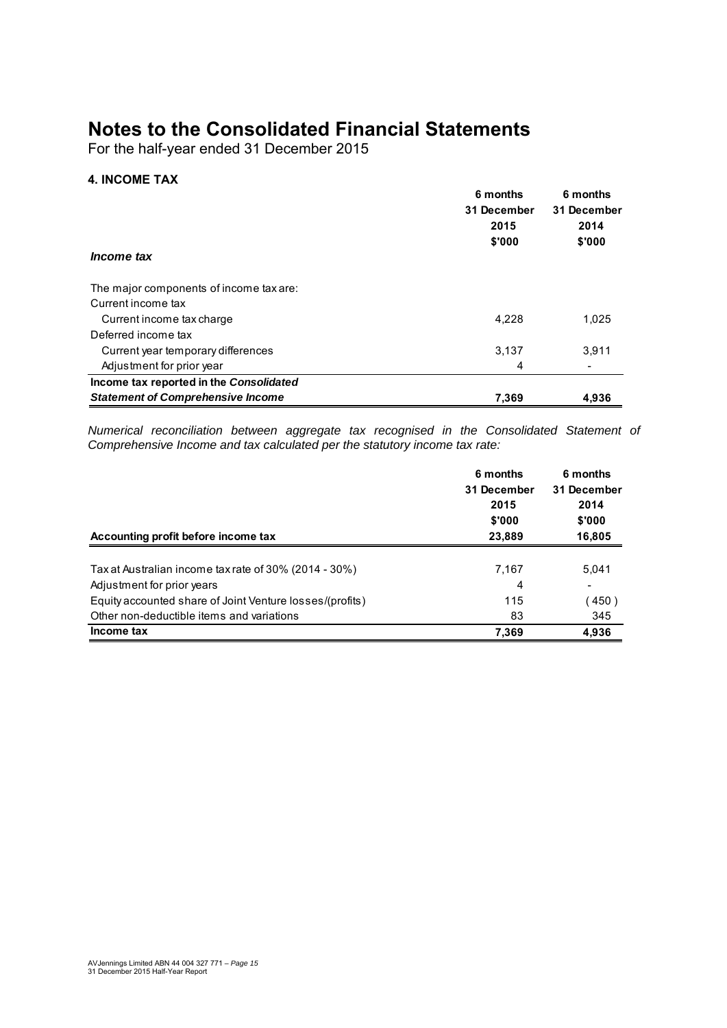# Notes to the Consolidated Financial Statements

For the half-year ended 31 December 2015

## 4. INCOME TAX

| | 6 months 31 December 2015 $'000 | 6 months 31 December 2014 $'000 |
|---|---|---|
| ***Income tax*** | | |
| The major components of income tax are: | | |
| Current income tax | | |
| Current income tax charge | 4,228 | 1,025 |
| Deferred income tax | | |
| Current year temporary differences | 3,137 | 3,911 |
| Adjustment for prior year | 4 | - |
| **Income tax reported in the *Consolidated Statement of Comprehensive Income*** | **7,369** | **4,936** |

*Numerical reconciliation between aggregate tax recognised in the Consolidated Statement of Comprehensive Income and tax calculated per the statutory income tax rate:*

| | 6 months 31 December 2015 $'000 | 6 months 31 December 2014 $'000 |
|---|---|---|
| **Accounting profit before income tax** | **23,889** | **16,805** |
| Tax at Australian income tax rate of 30% (2014 - 30%) | 7,167 | 5,041 |
| Adjustment for prior years | 4 | - |
| Equity accounted share of Joint Venture losses/(profits) | 115 | (450) |
| Other non-deductible items and variations | 83 | 345 |
| **Income tax** | **7,369** | **4,936** |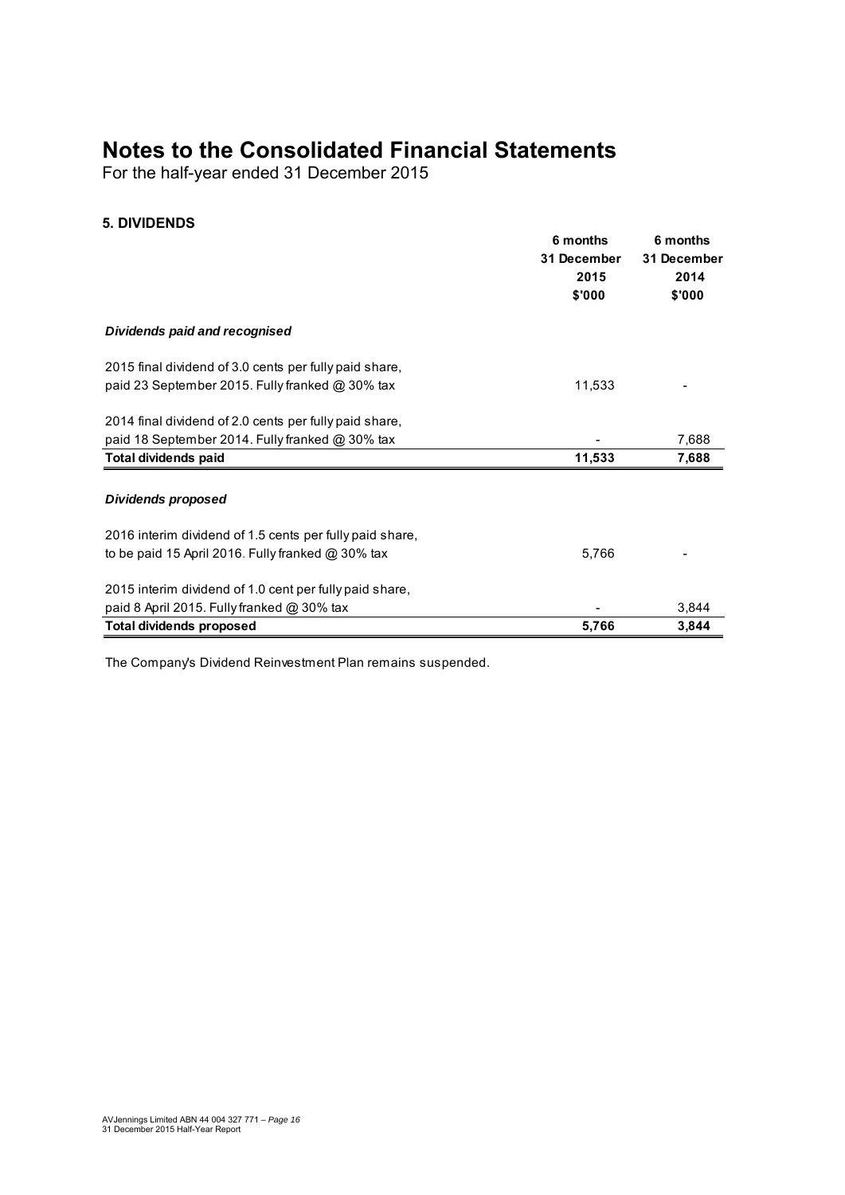# Notes to the Consolidated Financial Statements

For the half-year ended 31 December 2015

## 5. DIVIDENDS

| | 6 months 31 December 2015 $'000 | 6 months 31 December 2014 $'000 |
|---|---|---|
| ***Dividends paid and recognised*** | | |
| 2015 final dividend of 3.0 cents per fully paid share, paid 23 September 2015. Fully franked @ 30% tax | 11,533 | - |
| 2014 final dividend of 2.0 cents per fully paid share, paid 18 September 2014. Fully franked @ 30% tax | - | 7,688 |
| **Total dividends paid** | **11,533** | **7,688** |
| ***Dividends proposed*** | | |
| 2016 interim dividend of 1.5 cents per fully paid share, to be paid 15 April 2016. Fully franked @ 30% tax | 5,766 | - |
| 2015 interim dividend of 1.0 cent per fully paid share, paid 8 April 2015. Fully franked @ 30% tax | - | 3,844 |
| **Total dividends proposed** | **5,766** | **3,844** |

The Company's Dividend Reinvestment Plan remains suspended.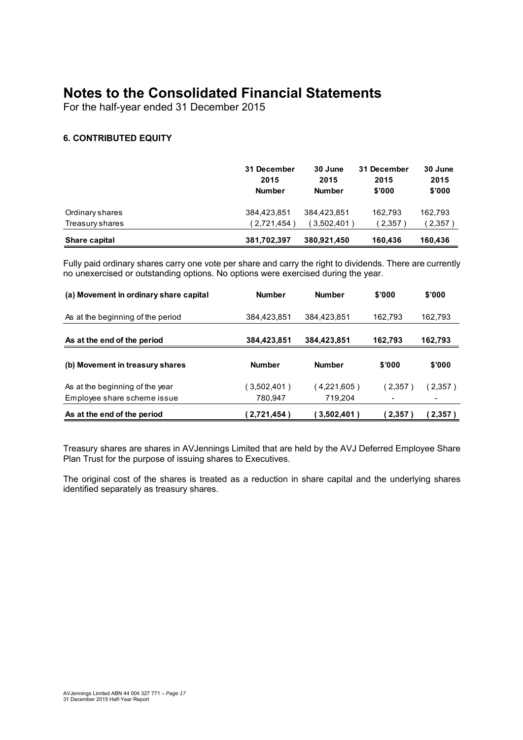# Notes to the Consolidated Financial Statements

For the half-year ended 31 December 2015

### 6. CONTRIBUTED EQUITY

| | 31 December 2015 Number | 30 June 2015 Number | 31 December 2015 $'000 | 30 June 2015 $'000 |
|---|---|---|---|---|
| Ordinary shares | 384,423,851 | 384,423,851 | 162,793 | 162,793 |
| Treasury shares | ( 2,721,454 ) | ( 3,502,401 ) | ( 2,357 ) | ( 2,357 ) |
| **Share capital** | **381,702,397** | **380,921,450** | **160,436** | **160,436** |

Fully paid ordinary shares carry one vote per share and carry the right to dividends. There are currently no unexercised or outstanding options. No options were exercised during the year.

| **(a) Movement in ordinary share capital** | **Number** | **Number** | **$'000** | **$'000** |
|---|---|---|---|---|
| As at the beginning of the period | 384,423,851 | 384,423,851 | 162,793 | 162,793 |
| **As at the end of the period** | **384,423,851** | **384,423,851** | **162,793** | **162,793** |

| **(b) Movement in treasury shares** | **Number** | **Number** | **$'000** | **$'000** |
|---|---|---|---|---|
| As at the beginning of the year | ( 3,502,401 ) | ( 4,221,605 ) | ( 2,357 ) | ( 2,357 ) |
| Employee share scheme issue | 780,947 | 719,204 | - | - |
| **As at the end of the period** | **( 2,721,454 )** | **( 3,502,401 )** | **( 2,357 )** | **( 2,357 )** |

Treasury shares are shares in AVJennings Limited that are held by the AVJ Deferred Employee Share Plan Trust for the purpose of issuing shares to Executives.

The original cost of the shares is treated as a reduction in share capital and the underlying shares identified separately as treasury shares.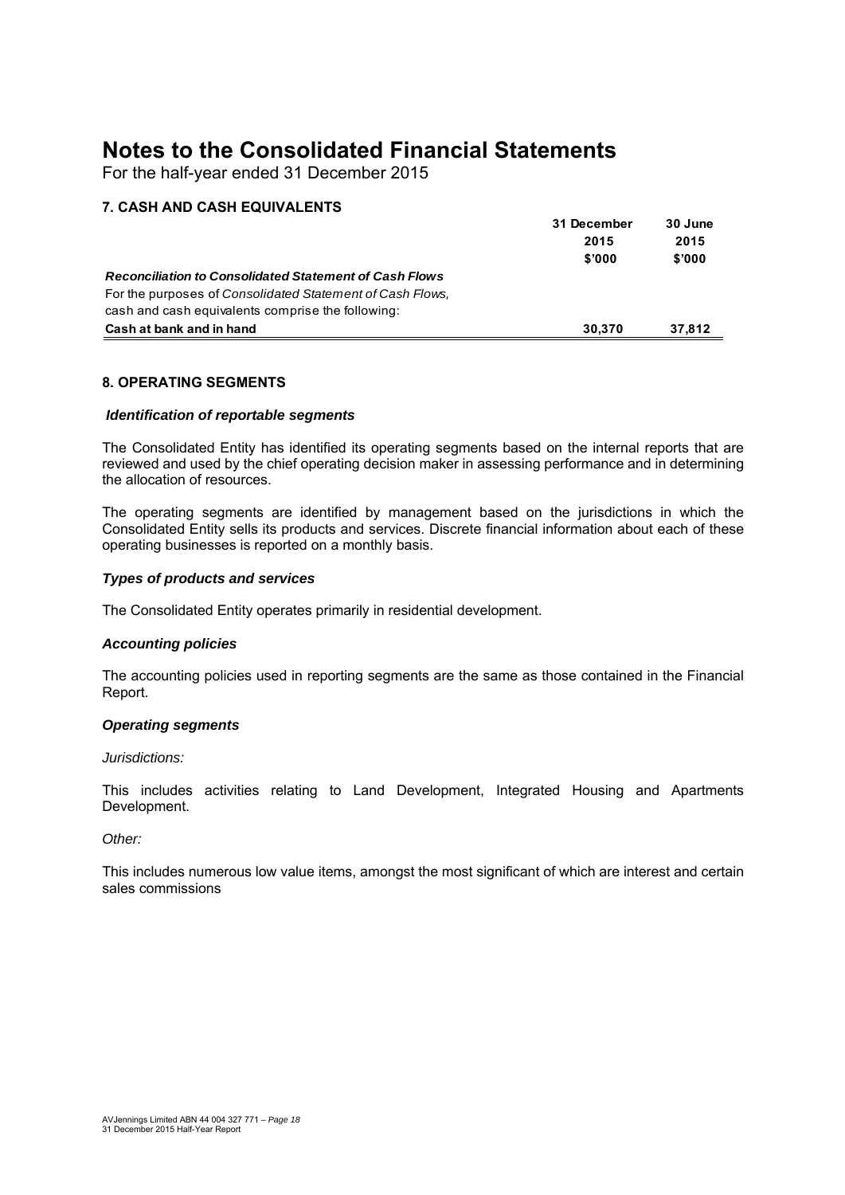# Notes to the Consolidated Financial Statements

For the half-year ended 31 December 2015

## 7. CASH AND CASH EQUIVALENTS

| | 31 December 2015 $'000 | 30 June 2015 $'000 |
|---|---|---|
| ***Reconciliation to Consolidated Statement of Cash Flows*** | | |
| For the purposes of *Consolidated Statement of Cash Flows*, cash and cash equivalents comprise the following: | | |
| **Cash at bank and in hand** | **30,370** | **37,812** |

## 8. OPERATING SEGMENTS

***Identification of reportable segments***

The Consolidated Entity has identified its operating segments based on the internal reports that are reviewed and used by the chief operating decision maker in assessing performance and in determining the allocation of resources.

The operating segments are identified by management based on the jurisdictions in which the Consolidated Entity sells its products and services. Discrete financial information about each of these operating businesses is reported on a monthly basis.

***Types of products and services***

The Consolidated Entity operates primarily in residential development.

***Accounting policies***

The accounting policies used in reporting segments are the same as those contained in the Financial Report.

***Operating segments***

*Jurisdictions:*

This includes activities relating to Land Development, Integrated Housing and Apartments Development.

*Other:*

This includes numerous low value items, amongst the most significant of which are interest and certain sales commissions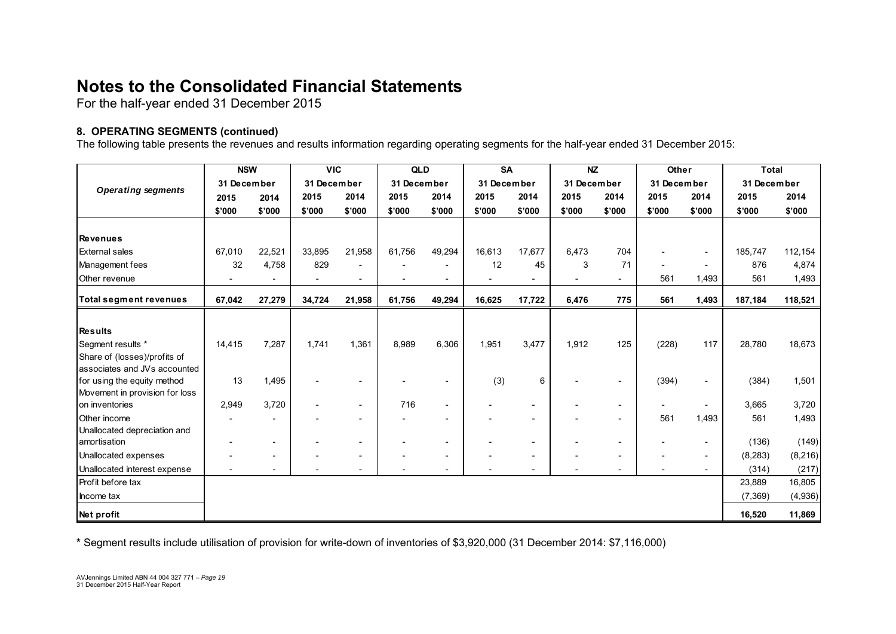# Notes to the Consolidated Financial Statements

For the half-year ended 31 December 2015

### 8. OPERATING SEGMENTS (continued)

The following table presents the revenues and results information regarding operating segments for the half-year ended 31 December 2015:

| *Operating segments* | NSW | | VIC | | QLD | | SA | | NZ | | Other | | Total | |
|---|---|---|---|---|---|---|---|---|---|---|---|---|---|---|
| | 31 December | | 31 December | | 31 December | | 31 December | | 31 December | | 31 December | | 31 December | |
| | 2015 | 2014 | 2015 | 2014 | 2015 | 2014 | 2015 | 2014 | 2015 | 2014 | 2015 | 2014 | 2015 | 2014 |
| | $'000 | $'000 | $'000 | $'000 | $'000 | $'000 | $'000 | $'000 | $'000 | $'000 | $'000 | $'000 | $'000 | $'000 |
| **Revenues** | | | | | | | | | | | | | | |
| External sales | 67,010 | 22,521 | 33,895 | 21,958 | 61,756 | 49,294 | 16,613 | 17,677 | 6,473 | 704 | - | - | 185,747 | 112,154 |
| Management fees | 32 | 4,758 | 829 | - | - | - | 12 | 45 | 3 | 71 | - | - | 876 | 4,874 |
| Other revenue | - | - | - | - | - | - | - | - | - | - | 561 | 1,493 | 561 | 1,493 |
| **Total segment revenues** | **67,042** | **27,279** | **34,724** | **21,958** | **61,756** | **49,294** | **16,625** | **17,722** | **6,476** | **775** | **561** | **1,493** | **187,184** | **118,521** |
| **Results** | | | | | | | | | | | | | | |
| Segment results * | 14,415 | 7,287 | 1,741 | 1,361 | 8,989 | 6,306 | 1,951 | 3,477 | 1,912 | 125 | (228) | 117 | 28,780 | 18,673 |
| Share of (losses)/profits of associates and JVs accounted for using the equity method | 13 | 1,495 | - | - | - | - | (3) | 6 | - | - | (394) | - | (384) | 1,501 |
| Movement in provision for loss on inventories | 2,949 | 3,720 | - | - | 716 | - | - | - | - | - | - | - | 3,665 | 3,720 |
| Other income | - | - | - | - | - | - | - | - | - | - | 561 | 1,493 | 561 | 1,493 |
| Unallocated depreciation and amortisation | - | - | - | - | - | - | - | - | - | - | - | - | (136) | (149) |
| Unallocated expenses | - | - | - | - | - | - | - | - | - | - | - | - | (8,283) | (8,216) |
| Unallocated interest expense | - | - | - | - | - | - | - | - | - | - | - | - | (314) | (217) |
| Profit before tax | | | | | | | | | | | | | 23,889 | 16,805 |
| Income tax | | | | | | | | | | | | | (7,369) | (4,936) |
| **Net profit** | | | | | | | | | | | | | **16,520** | **11,869** |

\* Segment results include utilisation of provision for write-down of inventories of $3,920,000 (31 December 2014: $7,116,000)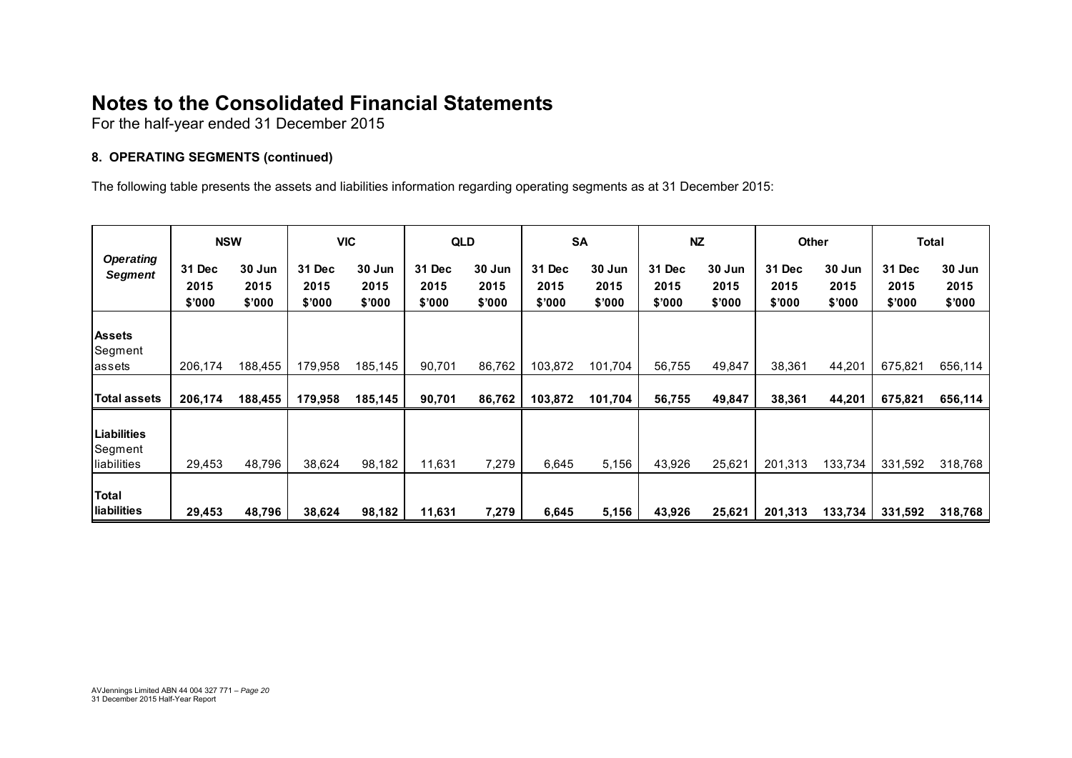# Notes to the Consolidated Financial Statements

For the half-year ended 31 December 2015

### 8. OPERATING SEGMENTS (continued)

The following table presents the assets and liabilities information regarding operating segments as at 31 December 2015:

| *Operating Segment* | NSW | | VIC | | QLD | | SA | | NZ | | Other | | Total | |
|---|---|---|---|---|---|---|---|---|---|---|---|---|---|---|
| | 31 Dec 2015 $'000 | 30 Jun 2015 $'000 | 31 Dec 2015 $'000 | 30 Jun 2015 $'000 | 31 Dec 2015 $'000 | 30 Jun 2015 $'000 | 31 Dec 2015 $'000 | 30 Jun 2015 $'000 | 31 Dec 2015 $'000 | 30 Jun 2015 $'000 | 31 Dec 2015 $'000 | 30 Jun 2015 $'000 | 31 Dec 2015 $'000 | 30 Jun 2015 $'000 |
| **Assets** | | | | | | | | | | | | | | |
| Segment assets | 206,174 | 188,455 | 179,958 | 185,145 | 90,701 | 86,762 | 103,872 | 101,704 | 56,755 | 49,847 | 38,361 | 44,201 | 675,821 | 656,114 |
| **Total assets** | **206,174** | **188,455** | **179,958** | **185,145** | **90,701** | **86,762** | **103,872** | **101,704** | **56,755** | **49,847** | **38,361** | **44,201** | **675,821** | **656,114** |
| **Liabilities** | | | | | | | | | | | | | | |
| Segment liabilities | 29,453 | 48,796 | 38,624 | 98,182 | 11,631 | 7,279 | 6,645 | 5,156 | 43,926 | 25,621 | 201,313 | 133,734 | 331,592 | 318,768 |
| **Total liabilities** | **29,453** | **48,796** | **38,624** | **98,182** | **11,631** | **7,279** | **6,645** | **5,156** | **43,926** | **25,621** | **201,313** | **133,734** | **331,592** | **318,768** |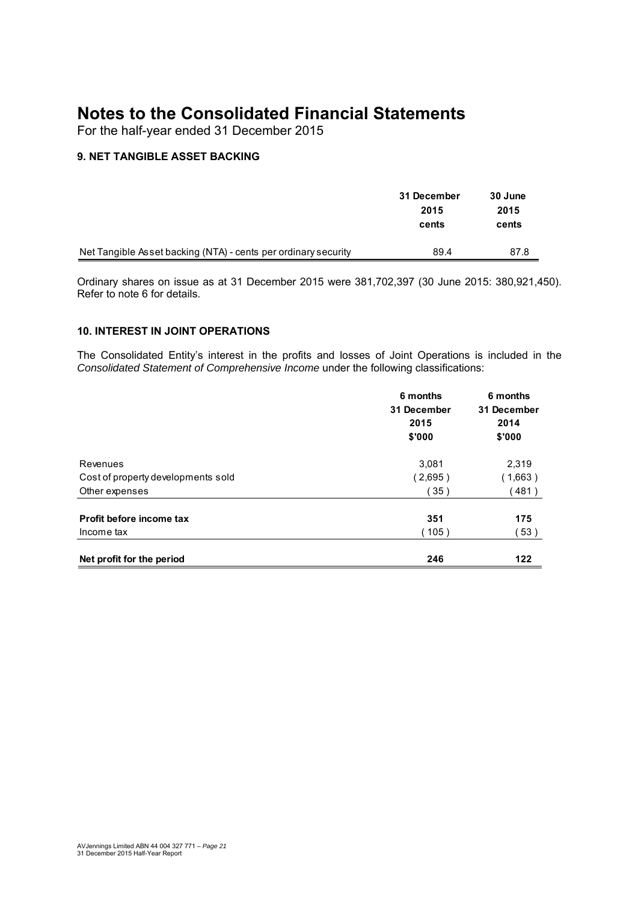# Notes to the Consolidated Financial Statements

For the half-year ended 31 December 2015

### 9. NET TANGIBLE ASSET BACKING

| | 31 December 2015 cents | 30 June 2015 cents |
|---|---|---|
| Net Tangible Asset backing (NTA) - cents per ordinary security | 89.4 | 87.8 |

Ordinary shares on issue as at 31 December 2015 were 381,702,397 (30 June 2015: 380,921,450). Refer to note 6 for details.

### 10. INTEREST IN JOINT OPERATIONS

The Consolidated Entity's interest in the profits and losses of Joint Operations is included in the *Consolidated Statement of Comprehensive Income* under the following classifications:

| | 6 months 31 December 2015 $'000 | 6 months 31 December 2014 $'000 |
|---|---|---|
| Revenues | 3,081 | 2,319 |
| Cost of property developments sold | ( 2,695 ) | ( 1,663 ) |
| Other expenses | ( 35 ) | ( 481 ) |
| **Profit before income tax** | **351** | **175** |
| Income tax | ( 105 ) | ( 53 ) |
| **Net profit for the period** | **246** | **122** |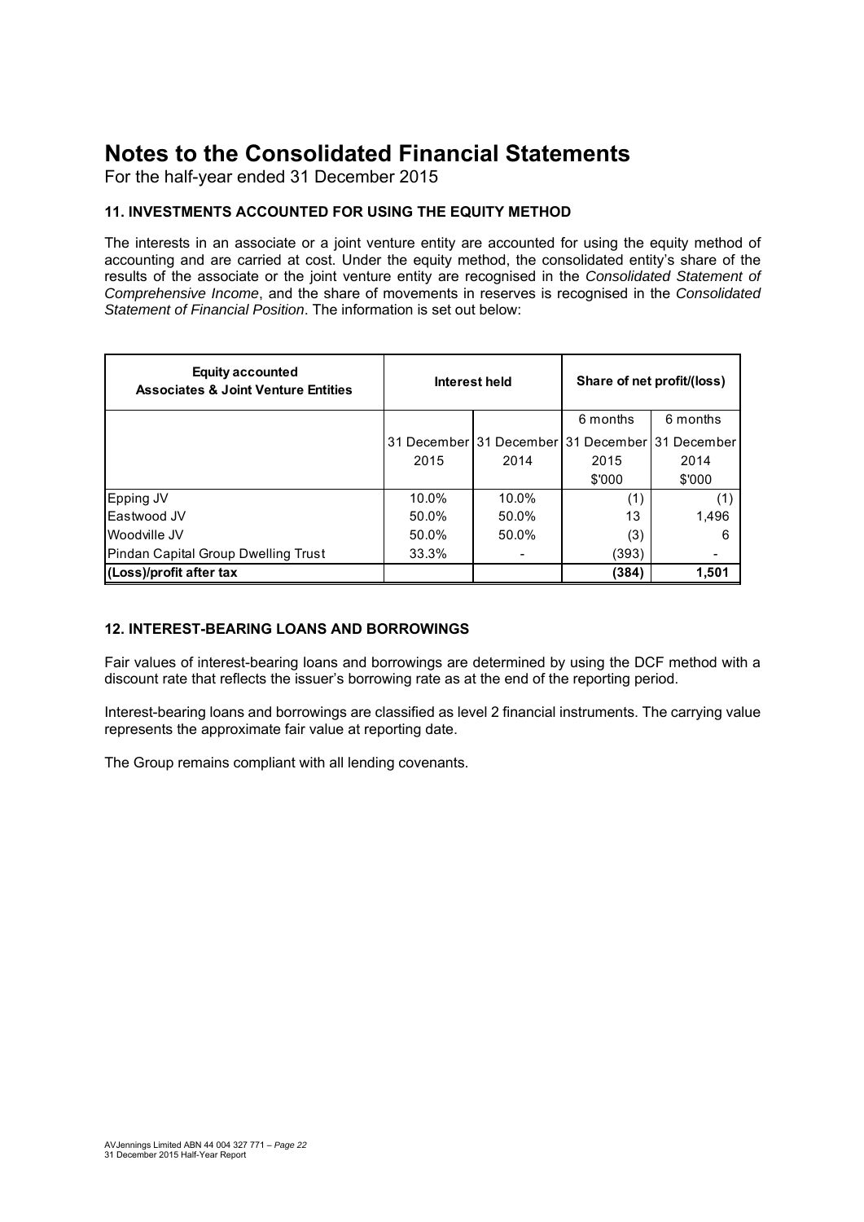# Notes to the Consolidated Financial Statements

For the half-year ended 31 December 2015

### 11. INVESTMENTS ACCOUNTED FOR USING THE EQUITY METHOD

The interests in an associate or a joint venture entity are accounted for using the equity method of accounting and are carried at cost. Under the equity method, the consolidated entity's share of the results of the associate or the joint venture entity are recognised in the *Consolidated Statement of Comprehensive Income*, and the share of movements in reserves is recognised in the *Consolidated Statement of Financial Position*. The information is set out below:

| **Equity accounted Associates & Joint Venture Entities** | **Interest held** | | **Share of net profit/(loss)** | |
|---|---|---|---|---|
| | | | 6 months | 6 months |
| | 31 December 2015 | 31 December 2014 | 31 December 2015 $'000 | 31 December 2014 $'000 |
| Epping JV | 10.0% | 10.0% | (1) | (1) |
| Eastwood JV | 50.0% | 50.0% | 13 | 1,496 |
| Woodville JV | 50.0% | 50.0% | (3) | 6 |
| Pindan Capital Group Dwelling Trust | 33.3% | - | (393) | - |
| **(Loss)/profit after tax** | | | **(384)** | **1,501** |

### 12. INTEREST-BEARING LOANS AND BORROWINGS

Fair values of interest-bearing loans and borrowings are determined by using the DCF method with a discount rate that reflects the issuer's borrowing rate as at the end of the reporting period.

Interest-bearing loans and borrowings are classified as level 2 financial instruments. The carrying value represents the approximate fair value at reporting date.

The Group remains compliant with all lending covenants.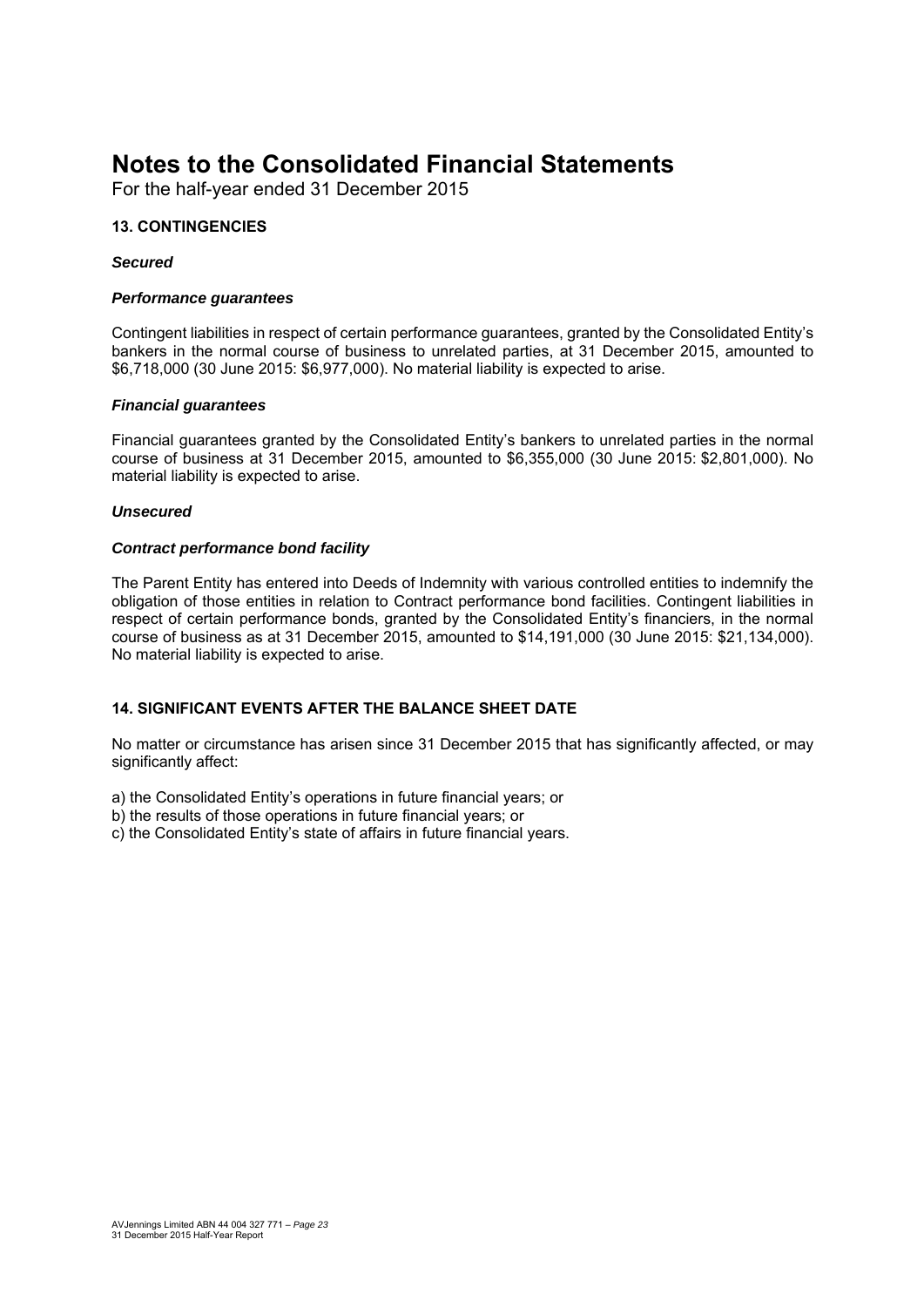# Notes to the Consolidated Financial Statements

For the half-year ended 31 December 2015

### 13. CONTINGENCIES

***Secured***

***Performance guarantees***

Contingent liabilities in respect of certain performance guarantees, granted by the Consolidated Entity's bankers in the normal course of business to unrelated parties, at 31 December 2015, amounted to $6,718,000 (30 June 2015: $6,977,000). No material liability is expected to arise.

***Financial guarantees***

Financial guarantees granted by the Consolidated Entity's bankers to unrelated parties in the normal course of business at 31 December 2015, amounted to $6,355,000 (30 June 2015: $2,801,000). No material liability is expected to arise.

***Unsecured***

***Contract performance bond facility***

The Parent Entity has entered into Deeds of Indemnity with various controlled entities to indemnify the obligation of those entities in relation to Contract performance bond facilities. Contingent liabilities in respect of certain performance bonds, granted by the Consolidated Entity's financiers, in the normal course of business as at 31 December 2015, amounted to $14,191,000 (30 June 2015: $21,134,000). No material liability is expected to arise.

### 14. SIGNIFICANT EVENTS AFTER THE BALANCE SHEET DATE

No matter or circumstance has arisen since 31 December 2015 that has significantly affected, or may significantly affect:

a) the Consolidated Entity's operations in future financial years; or
b) the results of those operations in future financial years; or
c) the Consolidated Entity's state of affairs in future financial years.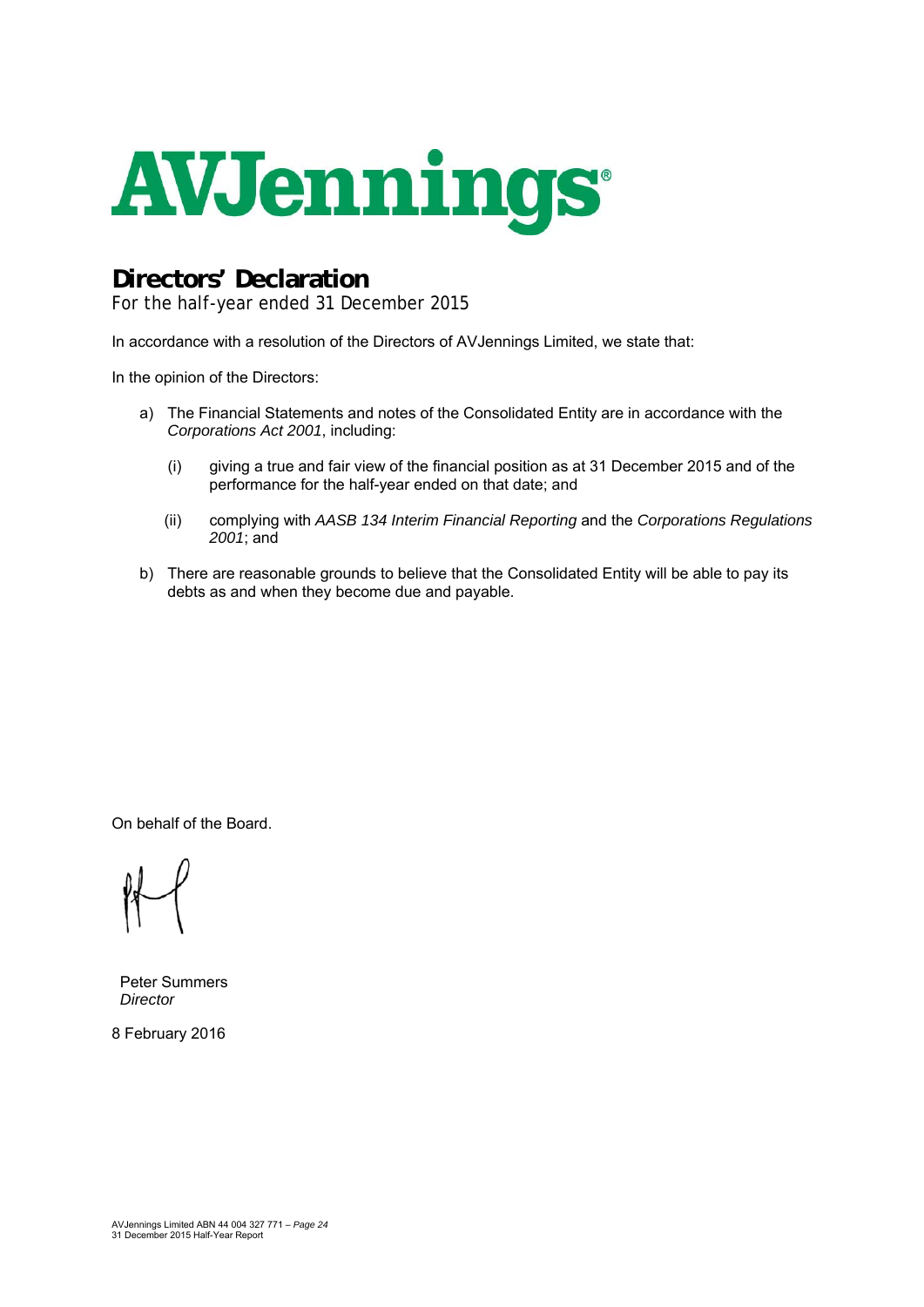# AVJennings

## Directors' Declaration

For the half-year ended 31 December 2015

In accordance with a resolution of the Directors of AVJennings Limited, we state that:

In the opinion of the Directors:

a) The Financial Statements and notes of the Consolidated Entity are in accordance with the *Corporations Act 2001*, including:

   (i) giving a true and fair view of the financial position as at 31 December 2015 and of the performance for the half-year ended on that date; and

   (ii) complying with *AASB 134 Interim Financial Reporting* and the *Corporations Regulations 2001*; and

b) There are reasonable grounds to believe that the Consolidated Entity will be able to pay its debts as and when they become due and payable.

On behalf of the Board.

Peter Summers
*Director*

8 February 2016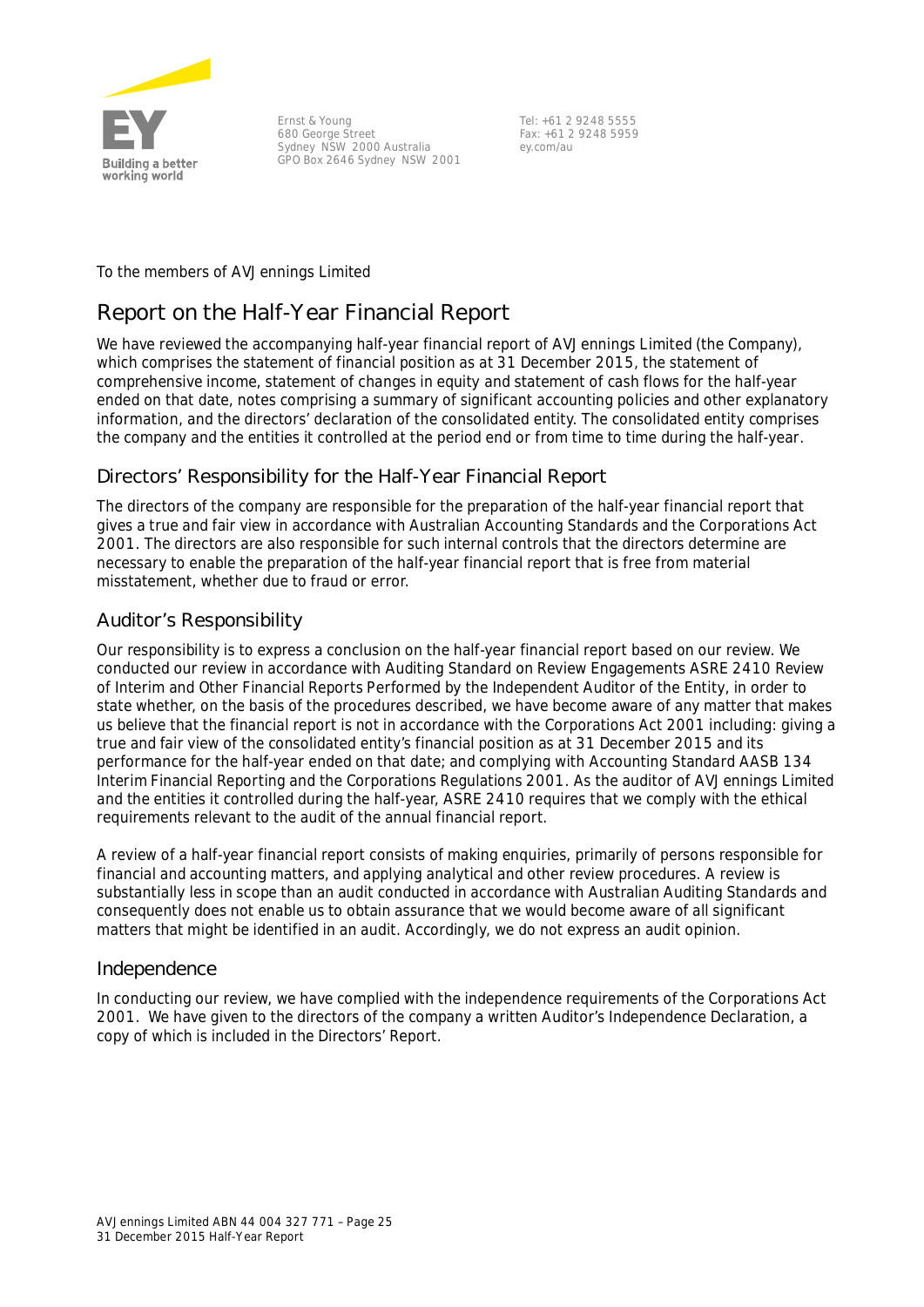Ernst & Young
680 George Street
Sydney NSW 2000 Australia
GPO Box 2646 Sydney NSW 2001

Tel: +61 2 9248 5555
Fax: +61 2 9248 5959
ey.com/au

To the members of AVJennings Limited

# Report on the Half-Year Financial Report

We have reviewed the accompanying half-year financial report of AVJennings Limited (the Company), which comprises the statement of financial position as at 31 December 2015, the statement of comprehensive income, statement of changes in equity and statement of cash flows for the half-year ended on that date, notes comprising a summary of significant accounting policies and other explanatory information, and the directors' declaration of the consolidated entity. The consolidated entity comprises the company and the entities it controlled at the period end or from time to time during the half-year.

## Directors' Responsibility for the Half-Year Financial Report

The directors of the company are responsible for the preparation of the half-year financial report that gives a true and fair view in accordance with Australian Accounting Standards and the Corporations Act 2001. The directors are also responsible for such internal controls that the directors determine are necessary to enable the preparation of the half-year financial report that is free from material misstatement, whether due to fraud or error.

## Auditor's Responsibility

Our responsibility is to express a conclusion on the half-year financial report based on our review. We conducted our review in accordance with Auditing Standard on Review Engagements ASRE 2410 *Review of Interim and Other Financial Reports Performed by the Independent Auditor of the Entity*, in order to state whether, on the basis of the procedures described, we have become aware of any matter that makes us believe that the financial report is not in accordance with the *Corporations Act 2001* including: giving a true and fair view of the consolidated entity's financial position as at 31 December 2015 and its performance for the half-year ended on that date; and complying with Accounting Standard AASB 134 *Interim Financial Reporting* and the *Corporations Regulations 2001*. As the auditor of AVJennings Limited and the entities it controlled during the half-year, ASRE 2410 requires that we comply with the ethical requirements relevant to the audit of the annual financial report.

A review of a half-year financial report consists of making enquiries, primarily of persons responsible for financial and accounting matters, and applying analytical and other review procedures. A review is substantially less in scope than an audit conducted in accordance with Australian Auditing Standards and consequently does not enable us to obtain assurance that we would become aware of all significant matters that might be identified in an audit. Accordingly, we do not express an audit opinion.

## Independence

In conducting our review, we have complied with the independence requirements of the *Corporations Act 2001*. We have given to the directors of the company a written Auditor's Independence Declaration, a copy of which is included in the Directors' Report.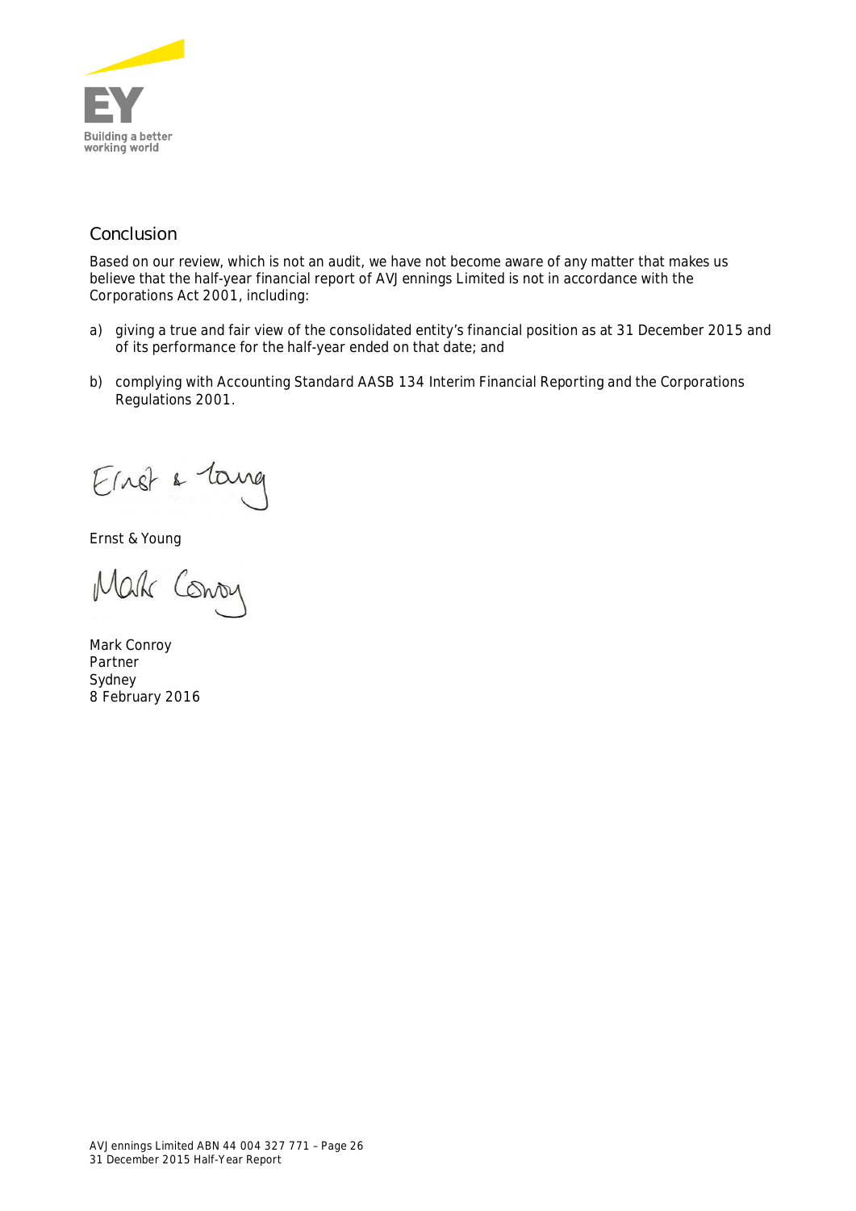## Conclusion

Based on our review, which is not an audit, we have not become aware of any matter that makes us believe that the half-year financial report of AVJennings Limited is not in accordance with the Corporations Act 2001, including:

a) giving a true and fair view of the consolidated entity's financial position as at 31 December 2015 and of its performance for the half-year ended on that date; and

b) complying with Accounting Standard AASB 134 Interim Financial Reporting and the Corporations Regulations 2001.

Ernst & Young

Mark Conroy
Partner
Sydney
8 February 2016